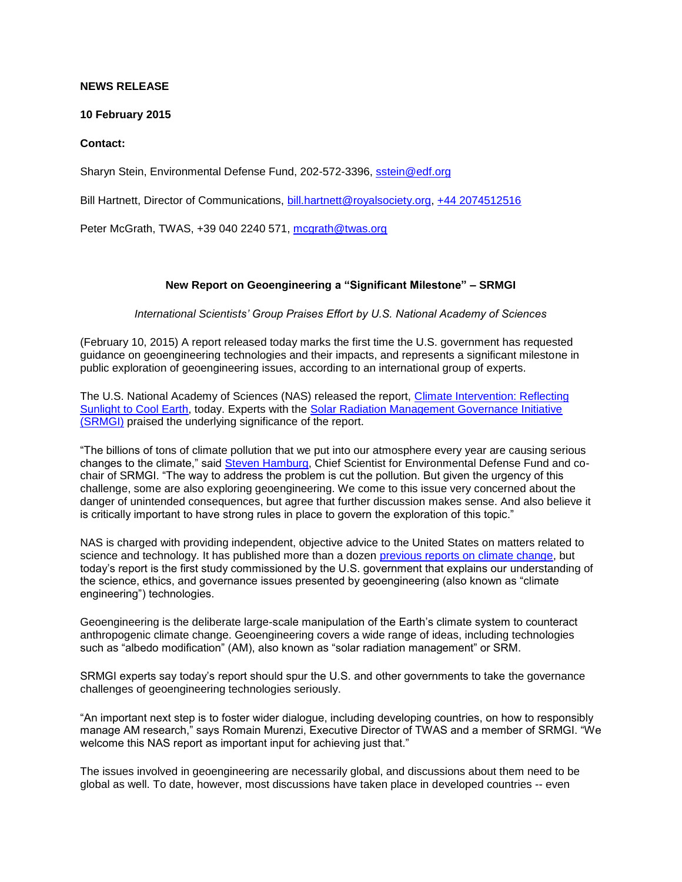**NEWS RELEASE**

**10 February 2015**

**Contact:**

Sharyn Stein, Environmental Defense Fund, 202-572-3396, sstein@edf.org

Bill Hartnett, Director of Communications, bill.hartnett@royalsociety.org, +44 2074512516

Peter McGrath, TWAS, +39 040 2240 571, mcgrath@twas.org

**New Report on Geoengineering a "Significant Milestone" – SRMGI**

*International Scientists' Group Praises Effort by U.S. National Academy of Sciences*

(February 10, 2015) A report released today marks the first time the U.S. government has requested guidance on geoengineering technologies and their impacts, and represents a significant milestone in public exploration of geoengineering issues, according to an international group of experts.

The U.S. National Academy of Sciences (NAS) released the report, Climate Intervention: Reflecting Sunlight to Cool Earth, today. Experts with the Solar Radiation Management Governance Initiative (SRMGI) praised the underlying significance of the report.

"The billions of tons of climate pollution that we put into our atmosphere every year are causing serious changes to the climate," said Steven Hamburg, Chief Scientist for Environmental Defense Fund and co-chair of SRMGI. "The way to address the problem is cut the pollution. But given the urgency of this challenge, some are also exploring geoengineering. We come to this issue very concerned about the danger of unintended consequences, but agree that further discussion makes sense. And also believe it is critically important to have strong rules in place to govern the exploration of this topic."

NAS is charged with providing independent, objective advice to the United States on matters related to science and technology. It has published more than a dozen previous reports on climate change, but today's report is the first study commissioned by the U.S. government that explains our understanding of the science, ethics, and governance issues presented by geoengineering (also known as "climate engineering") technologies.

Geoengineering is the deliberate large-scale manipulation of the Earth's climate system to counteract anthropogenic climate change. Geoengineering covers a wide range of ideas, including technologies such as "albedo modification" (AM), also known as "solar radiation management" or SRM.

SRMGI experts say today's report should spur the U.S. and other governments to take the governance challenges of geoengineering technologies seriously.

"An important next step is to foster wider dialogue, including developing countries, on how to responsibly manage AM research," says Romain Murenzi, Executive Director of TWAS and a member of SRMGI. "We welcome this NAS report as important input for achieving just that."

The issues involved in geoengineering are necessarily global, and discussions about them need to be global as well. To date, however, most discussions have taken place in developed countries -- even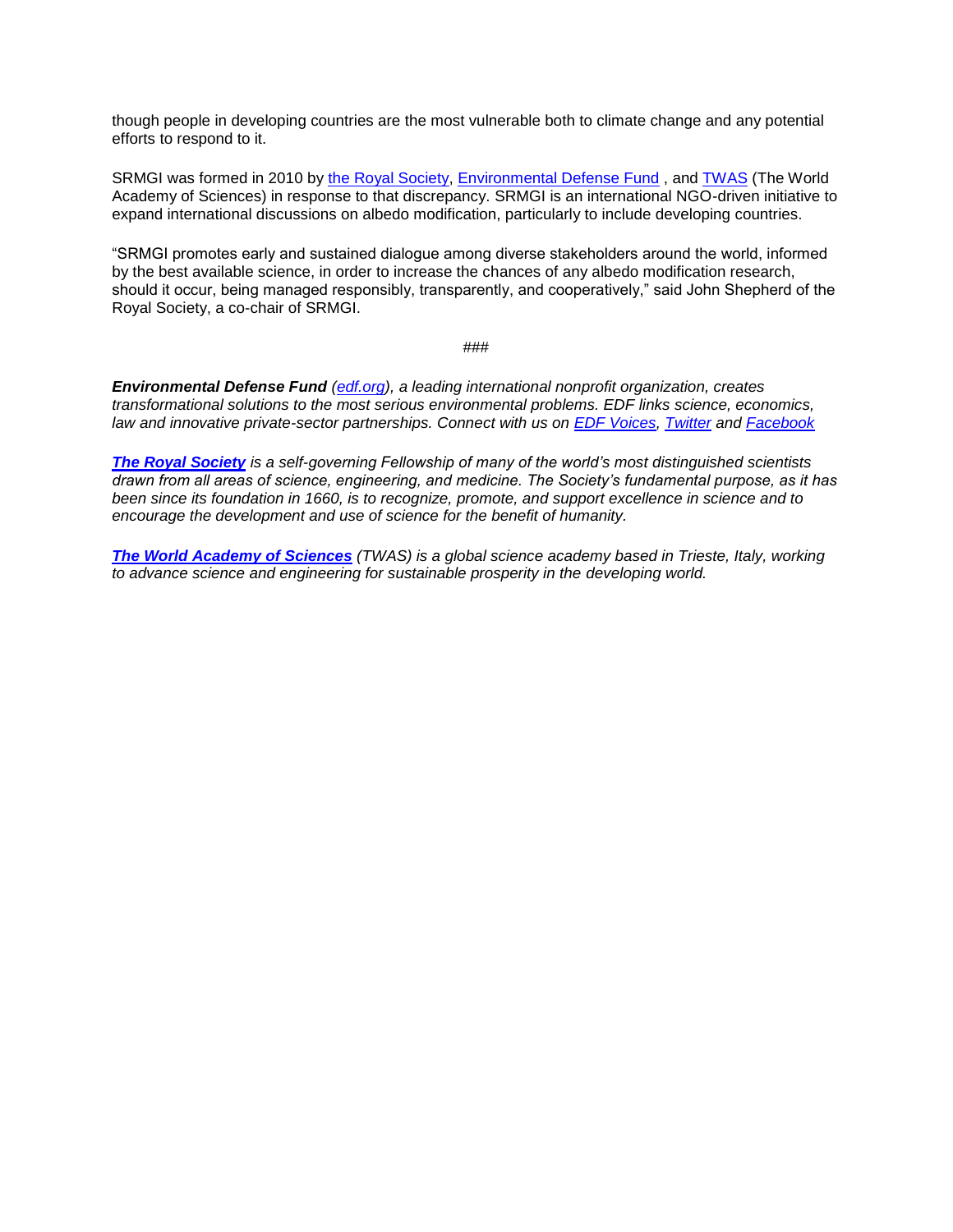though people in developing countries are the most vulnerable both to climate change and any potential efforts to respond to it.

SRMGI was formed in 2010 by the Royal Society, Environmental Defense Fund , and TWAS (The World Academy of Sciences) in response to that discrepancy. SRMGI is an international NGO-driven initiative to expand international discussions on albedo modification, particularly to include developing countries.

"SRMGI promotes early and sustained dialogue among diverse stakeholders around the world, informed by the best available science, in order to increase the chances of any albedo modification research, should it occur, being managed responsibly, transparently, and cooperatively," said John Shepherd of the Royal Society, a co-chair of SRMGI.

###

***Environmental Defense Fund*** *(edf.org), a leading international nonprofit organization, creates transformational solutions to the most serious environmental problems. EDF links science, economics, law and innovative private-sector partnerships. Connect with us on EDF Voices, Twitter and Facebook*

***The Royal Society*** *is a self-governing Fellowship of many of the world's most distinguished scientists drawn from all areas of science, engineering, and medicine. The Society's fundamental purpose, as it has been since its foundation in 1660, is to recognize, promote, and support excellence in science and to encourage the development and use of science for the benefit of humanity.*

***The World Academy of Sciences*** *(TWAS) is a global science academy based in Trieste, Italy, working to advance science and engineering for sustainable prosperity in the developing world.*